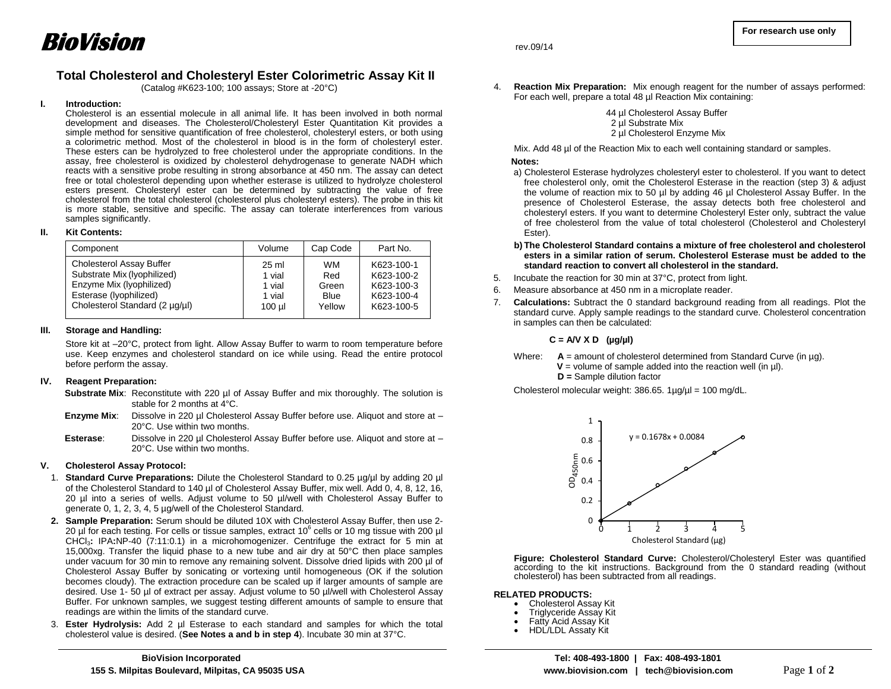BioVision

rev.09/14

For research use only

# Total Cholesterol and Cholesteryl Ester Colorimetric Assay Kit II

(Catalog #K623-100; 100 assays; Store at -20°C)

## I. Introduction:

Cholesterol is an essential molecule in all animal life. It has been involved in both normal development and diseases. The Cholesterol/Cholesteryl Ester Quantitation Kit provides a simple method for sensitive quantification of free cholesterol, cholesteryl esters, or both using a colorimetric method. Most of the cholesterol in blood is in the form of cholesteryl ester. These esters can be hydrolyzed to free cholesterol under the appropriate conditions. In the assay, free cholesterol is oxidized by cholesterol dehydrogenase to generate NADH which reacts with a sensitive probe resulting in strong absorbance at 450 nm. The assay can detect free or total cholesterol depending upon whether esterase is utilized to hydrolyze cholesterol esters present. Cholesteryl ester can be determined by subtracting the value of free cholesterol from the total cholesterol (cholesterol plus cholesteryl esters). The probe in this kit is more stable, sensitive and specific. The assay can tolerate interferences from various samples significantly.

## II. Kit Contents:

| Component | Volume | Cap Code | Part No. |
|---|---|---|---|
| Cholesterol Assay Buffer | 25 ml | WM | K623-100-1 |
| Substrate Mix (lyophilized) | 1 vial | Red | K623-100-2 |
| Enzyme Mix (lyophilized) | 1 vial | Green | K623-100-3 |
| Esterase (lyophilized) | 1 vial | Blue | K623-100-4 |
| Cholesterol Standard (2 µg/µl) | 100 µl | Yellow | K623-100-5 |

## III. Storage and Handling:

Store kit at –20°C, protect from light. Allow Assay Buffer to warm to room temperature before use. Keep enzymes and cholesterol standard on ice while using. Read the entire protocol before perform the assay.

## IV. Reagent Preparation:

**Substrate Mix**: Reconstitute with 220 µl of Assay Buffer and mix thoroughly. The solution is stable for 2 months at 4°C.

**Enzyme Mix**: Dissolve in 220 µl Cholesterol Assay Buffer before use. Aliquot and store at –20°C. Use within two months.

**Esterase**: Dissolve in 220 µl Cholesterol Assay Buffer before use. Aliquot and store at –20°C. Use within two months.

## V. Cholesterol Assay Protocol:

1. **Standard Curve Preparations:** Dilute the Cholesterol Standard to 0.25 µg/µl by adding 20 µl of the Cholesterol Standard to 140 µl of Cholesterol Assay Buffer, mix well. Add 0, 4, 8, 12, 16, 20 µl into a series of wells. Adjust volume to 50 µl/well with Cholesterol Assay Buffer to generate 0, 1, 2, 3, 4, 5 µg/well of the Cholesterol Standard.
2. **Sample Preparation:** Serum should be diluted 10X with Cholesterol Assay Buffer, then use 2-20 µl for each testing. For cells or tissue samples, extract $10^6$ cells or 10 mg tissue with 200 µl $CHCl_3$**:** IPA**:**NP-40 (7:11:0.1) in a microhomogenizer. Centrifuge the extract for 5 min at 15,000xg. Transfer the liquid phase to a new tube and air dry at 50°C then place samples under vacuum for 30 min to remove any remaining solvent. Dissolve dried lipids with 200 µl of Cholesterol Assay Buffer by sonicating or vortexing until homogeneous (OK if the solution becomes cloudy). The extraction procedure can be scaled up if larger amounts of sample are desired. Use 1- 50 µl of extract per assay. Adjust volume to 50 µl/well with Cholesterol Assay Buffer. For unknown samples, we suggest testing different amounts of sample to ensure that readings are within the limits of the standard curve.
3. **Ester Hydrolysis:** Add 2 µl Esterase to each standard and samples for which the total cholesterol value is desired. (**See Notes a and b in step 4**). Incubate 30 min at 37°C.
4. **Reaction Mix Preparation:** Mix enough reagent for the number of assays performed: For each well, prepare a total 48 µl Reaction Mix containing:

   44 µl Cholesterol Assay Buffer
   2 µl Substrate Mix
   2 µl Cholesterol Enzyme Mix

   Mix. Add 48 µl of the Reaction Mix to each well containing standard or samples.

   **Notes:**

   a) Cholesterol Esterase hydrolyzes cholesteryl ester to cholesterol. If you want to detect free cholesterol only, omit the Cholesterol Esterase in the reaction (step 3) & adjust the volume of reaction mix to 50 µl by adding 46 µl Cholesterol Assay Buffer. In the presence of Cholesterol Esterase, the assay detects both free cholesterol and cholesteryl esters. If you want to determine Cholesteryl Ester only, subtract the value of free cholesterol from the value of total cholesterol (Cholesterol and Cholesteryl Ester).

   **b) The Cholesterol Standard contains a mixture of free cholesterol and cholesterol esters in a similar ration of serum. Cholesterol Esterase must be added to the standard reaction to convert all cholesterol in the standard.**
5. Incubate the reaction for 30 min at 37°C, protect from light.
6. Measure absorbance at 450 nm in a microplate reader.
7. **Calculations:** Subtract the 0 standard background reading from all readings. Plot the standard curve. Apply sample readings to the standard curve. Cholesterol concentration in samples can then be calculated:

   **C = A/V X D (µg/µl)**

   Where: **A** = amount of cholesterol determined from Standard Curve (in µg).
   **V** = volume of sample added into the reaction well (in µl).
   **D =** Sample dilution factor

   Cholesterol molecular weight: 386.65. 1µg/µl = 100 mg/dL.

[Chart: OD450nm vs Cholesterol Standard (µg), 0–5; y = 0.1678x + 0.0084]

**Figure: Cholesterol Standard Curve:** Cholesterol/Cholesteryl Ester was quantified according to the kit instructions. Background from the 0 standard reading (without cholesterol) has been subtracted from all readings.

**RELATED PRODUCTS:**

- Cholesterol Assay Kit
- Triglyceride Assay Kit
- Fatty Acid Assay Kit
- HDL/LDL Assaty Kit

**BioVision Incorporated**
**155 S. Milpitas Boulevard, Milpitas, CA 95035 USA**

**Tel: 408-493-1800 | Fax: 408-493-1801**
**www.biovision.com | tech@biovision.com**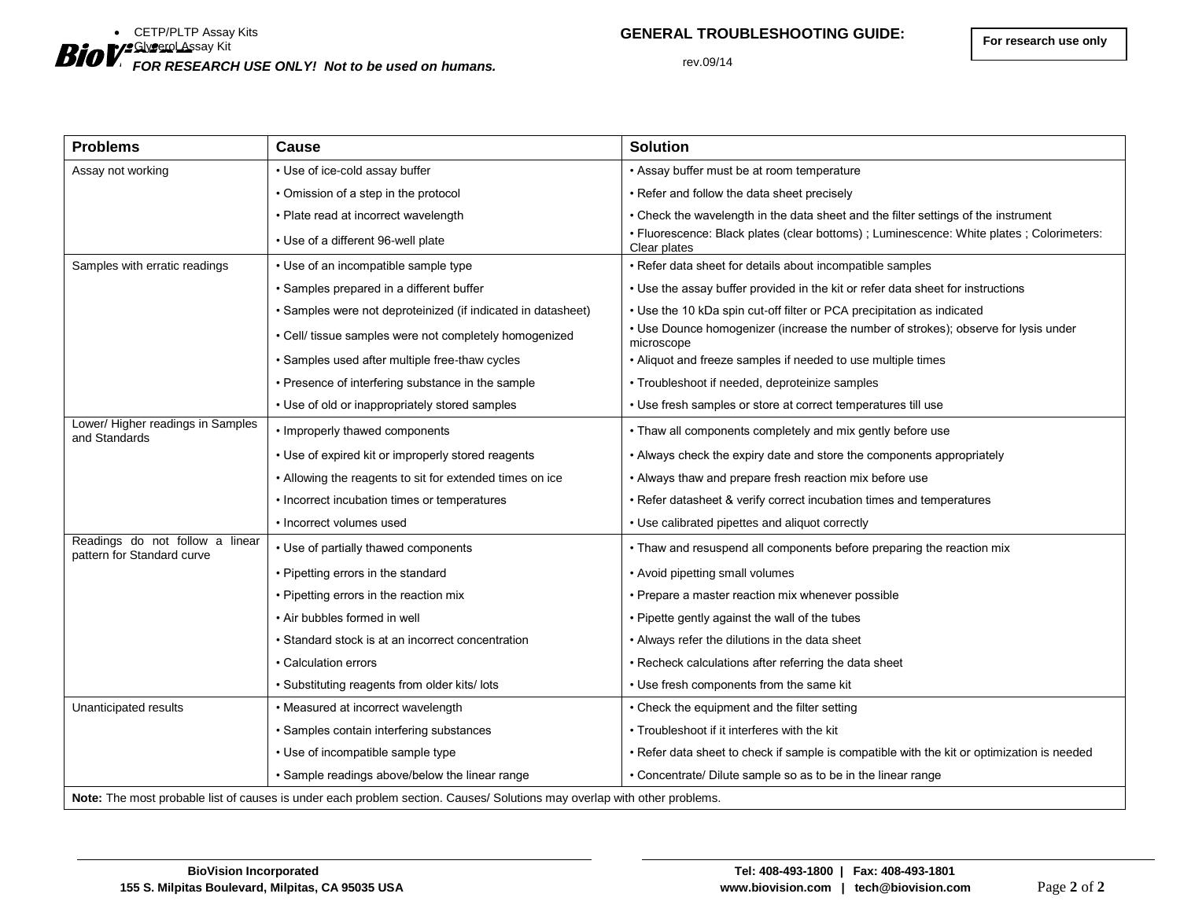- CETP/PLTP Assay Kits
- Glycerol Assay Kit

***FOR RESEARCH USE ONLY! Not to be used on humans.***

## GENERAL TROUBLESHOOTING GUIDE:

rev.09/14

**For research use only**

| Problems | Cause | Solution |
|---|---|---|
| Assay not working | • Use of ice-cold assay buffer | • Assay buffer must be at room temperature |
| | • Omission of a step in the protocol | • Refer and follow the data sheet precisely |
| | • Plate read at incorrect wavelength | • Check the wavelength in the data sheet and the filter settings of the instrument |
| | • Use of a different 96-well plate | • Fluorescence: Black plates (clear bottoms) ; Luminescence: White plates ; Colorimeters: Clear plates |
| Samples with erratic readings | • Use of an incompatible sample type | • Refer data sheet for details about incompatible samples |
| | • Samples prepared in a different buffer | • Use the assay buffer provided in the kit or refer data sheet for instructions |
| | • Samples were not deproteinized (if indicated in datasheet) | • Use the 10 kDa spin cut-off filter or PCA precipitation as indicated |
| | • Cell/ tissue samples were not completely homogenized | • Use Dounce homogenizer (increase the number of strokes); observe for lysis under microscope |
| | • Samples used after multiple free-thaw cycles | • Aliquot and freeze samples if needed to use multiple times |
| | • Presence of interfering substance in the sample | • Troubleshoot if needed, deproteinize samples |
| | • Use of old or inappropriately stored samples | • Use fresh samples or store at correct temperatures till use |
| Lower/ Higher readings in Samples and Standards | • Improperly thawed components | • Thaw all components completely and mix gently before use |
| | • Use of expired kit or improperly stored reagents | • Always check the expiry date and store the components appropriately |
| | • Allowing the reagents to sit for extended times on ice | • Always thaw and prepare fresh reaction mix before use |
| | • Incorrect incubation times or temperatures | • Refer datasheet & verify correct incubation times and temperatures |
| | • Incorrect volumes used | • Use calibrated pipettes and aliquot correctly |
| Readings do not follow a linear pattern for Standard curve | • Use of partially thawed components | • Thaw and resuspend all components before preparing the reaction mix |
| | • Pipetting errors in the standard | • Avoid pipetting small volumes |
| | • Pipetting errors in the reaction mix | • Prepare a master reaction mix whenever possible |
| | • Air bubbles formed in well | • Pipette gently against the wall of the tubes |
| | • Standard stock is at an incorrect concentration | • Always refer the dilutions in the data sheet |
| | • Calculation errors | • Recheck calculations after referring the data sheet |
| | • Substituting reagents from older kits/ lots | • Use fresh components from the same kit |
| Unanticipated results | • Measured at incorrect wavelength | • Check the equipment and the filter setting |
| | • Samples contain interfering substances | • Troubleshoot if it interferes with the kit |
| | • Use of incompatible sample type | • Refer data sheet to check if sample is compatible with the kit or optimization is needed |
| | • Sample readings above/below the linear range | • Concentrate/ Dilute sample so as to be in the linear range |

**Note:** The most probable list of causes is under each problem section. Causes/ Solutions may overlap with other problems.

**BioVision Incorporated**
**155 S. Milpitas Boulevard, Milpitas, CA 95035 USA**

**Tel: 408-493-1800 | Fax: 408-493-1801**
**www.biovision.com | tech@biovision.com**